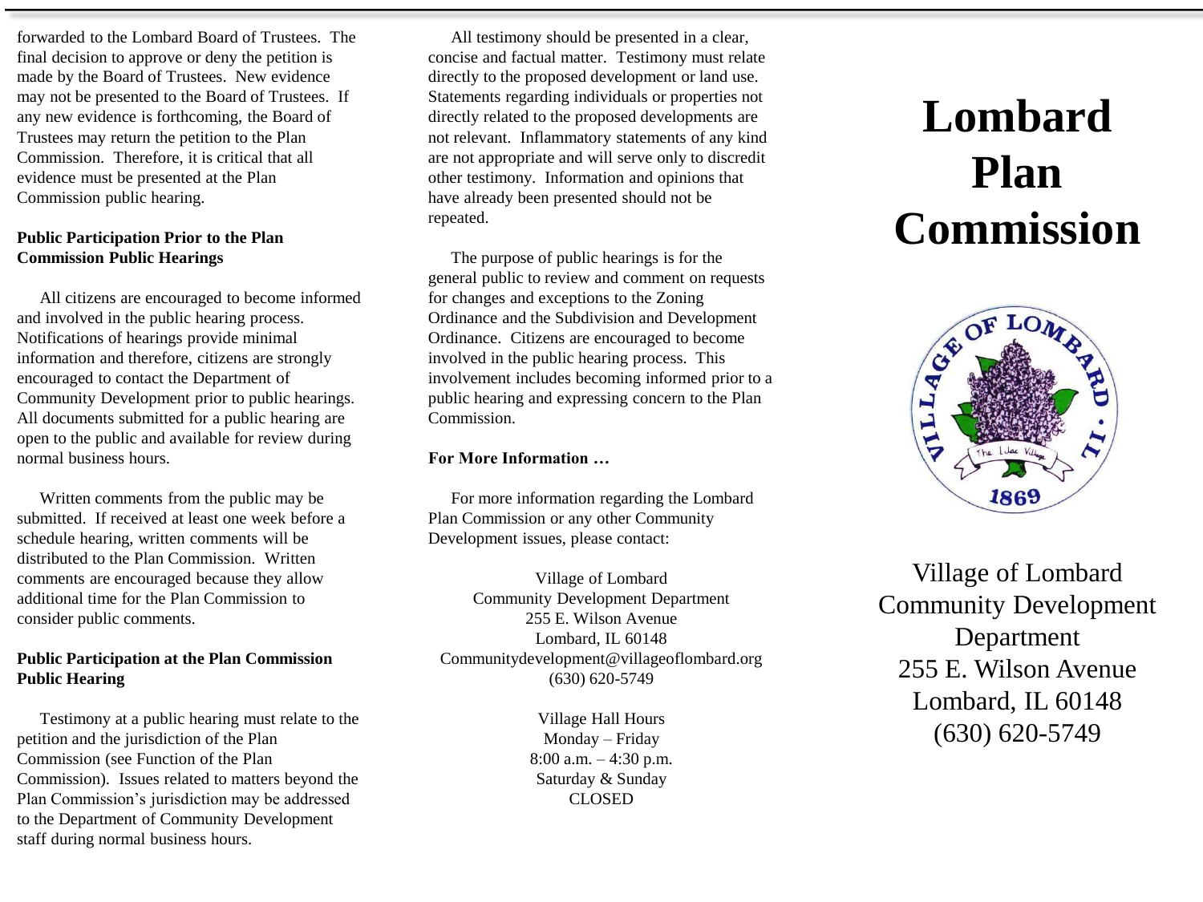forwarded to the Lombard Board of Trustees. The final decision to approve or deny the petition is made by the Board of Trustees. New evidence may not be presented to the Board of Trustees. If any new evidence is forthcoming, the Board of Trustees may return the petition to the Plan Commission. Therefore, it is critical that all evidence must be presented at the Plan Commission public hearing.

**Public Participation Prior to the Plan Commission Public Hearings**

All citizens are encouraged to become informed and involved in the public hearing process. Notifications of hearings provide minimal information and therefore, citizens are strongly encouraged to contact the Department of Community Development prior to public hearings. All documents submitted for a public hearing are open to the public and available for review during normal business hours.

Written comments from the public may be submitted. If received at least one week before a schedule hearing, written comments will be distributed to the Plan Commission. Written comments are encouraged because they allow additional time for the Plan Commission to consider public comments.

**Public Participation at the Plan Commission Public Hearing**

Testimony at a public hearing must relate to the petition and the jurisdiction of the Plan Commission (see Function of the Plan Commission). Issues related to matters beyond the Plan Commission's jurisdiction may be addressed to the Department of Community Development staff during normal business hours.

All testimony should be presented in a clear, concise and factual matter. Testimony must relate directly to the proposed development or land use. Statements regarding individuals or properties not directly related to the proposed developments are not relevant. Inflammatory statements of any kind are not appropriate and will serve only to discredit other testimony. Information and opinions that have already been presented should not be repeated.

The purpose of public hearings is for the general public to review and comment on requests for changes and exceptions to the Zoning Ordinance and the Subdivision and Development Ordinance. Citizens are encouraged to become involved in the public hearing process. This involvement includes becoming informed prior to a public hearing and expressing concern to the Plan Commission.

**For More Information …**

For more information regarding the Lombard Plan Commission or any other Community Development issues, please contact:

Village of Lombard
Community Development Department
255 E. Wilson Avenue
Lombard, IL 60148
Communitydevelopment@villageoflombard.org
(630) 620-5749

Village Hall Hours
Monday – Friday
8:00 a.m. – 4:30 p.m.
Saturday & Sunday
CLOSED

# Lombard Plan Commission

VILLAGE OF LOMBARD · IL
The Lilac Village
1869

Village of Lombard
Community Development Department
255 E. Wilson Avenue
Lombard, IL 60148
(630) 620-5749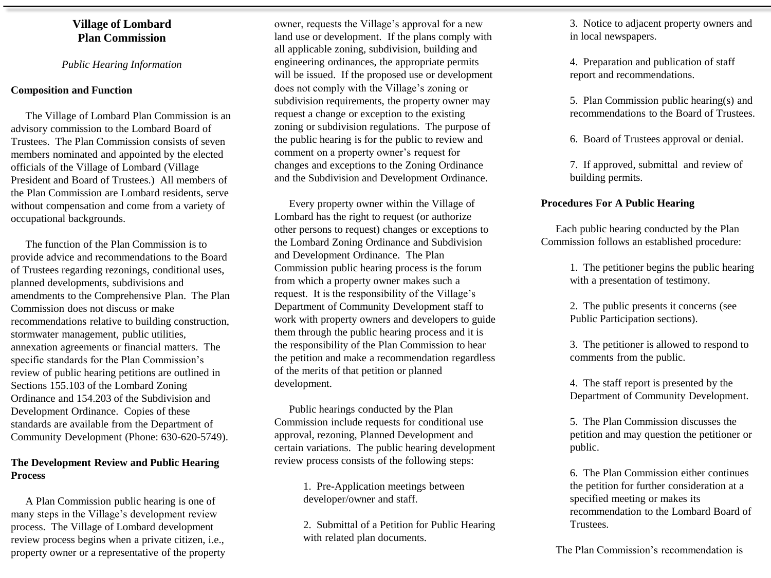# Village of Lombard Plan Commission

*Public Hearing Information*

## Composition and Function

The Village of Lombard Plan Commission is an advisory commission to the Lombard Board of Trustees. The Plan Commission consists of seven members nominated and appointed by the elected officials of the Village of Lombard (Village President and Board of Trustees.) All members of the Plan Commission are Lombard residents, serve without compensation and come from a variety of occupational backgrounds.

The function of the Plan Commission is to provide advice and recommendations to the Board of Trustees regarding rezonings, conditional uses, planned developments, subdivisions and amendments to the Comprehensive Plan. The Plan Commission does not discuss or make recommendations relative to building construction, stormwater management, public utilities, annexation agreements or financial matters. The specific standards for the Plan Commission's review of public hearing petitions are outlined in Sections 155.103 of the Lombard Zoning Ordinance and 154.203 of the Subdivision and Development Ordinance. Copies of these standards are available from the Department of Community Development (Phone: 630-620-5749).

## The Development Review and Public Hearing Process

A Plan Commission public hearing is one of many steps in the Village's development review process. The Village of Lombard development review process begins when a private citizen, i.e., property owner or a representative of the property owner, requests the Village's approval for a new land use or development. If the plans comply with all applicable zoning, subdivision, building and engineering ordinances, the appropriate permits will be issued. If the proposed use or development does not comply with the Village's zoning or subdivision requirements, the property owner may request a change or exception to the existing zoning or subdivision regulations. The purpose of the public hearing is for the public to review and comment on a property owner's request for changes and exceptions to the Zoning Ordinance and the Subdivision and Development Ordinance.

Every property owner within the Village of Lombard has the right to request (or authorize other persons to request) changes or exceptions to the Lombard Zoning Ordinance and Subdivision and Development Ordinance. The Plan Commission public hearing process is the forum from which a property owner makes such a request. It is the responsibility of the Village's Department of Community Development staff to work with property owners and developers to guide them through the public hearing process and it is the responsibility of the Plan Commission to hear the petition and make a recommendation regardless of the merits of that petition or planned development.

Public hearings conducted by the Plan Commission include requests for conditional use approval, rezoning, Planned Development and certain variations. The public hearing development review process consists of the following steps:

1. Pre-Application meetings between developer/owner and staff.

2. Submittal of a Petition for Public Hearing with related plan documents.

3. Notice to adjacent property owners and in local newspapers.

4. Preparation and publication of staff report and recommendations.

5. Plan Commission public hearing(s) and recommendations to the Board of Trustees.

6. Board of Trustees approval or denial.

7. If approved, submittal and review of building permits.

## Procedures For A Public Hearing

Each public hearing conducted by the Plan Commission follows an established procedure:

1. The petitioner begins the public hearing with a presentation of testimony.

2. The public presents it concerns (see Public Participation sections).

3. The petitioner is allowed to respond to comments from the public.

4. The staff report is presented by the Department of Community Development.

5. The Plan Commission discusses the petition and may question the petitioner or public.

6. The Plan Commission either continues the petition for further consideration at a specified meeting or makes its recommendation to the Lombard Board of Trustees.

The Plan Commission's recommendation is